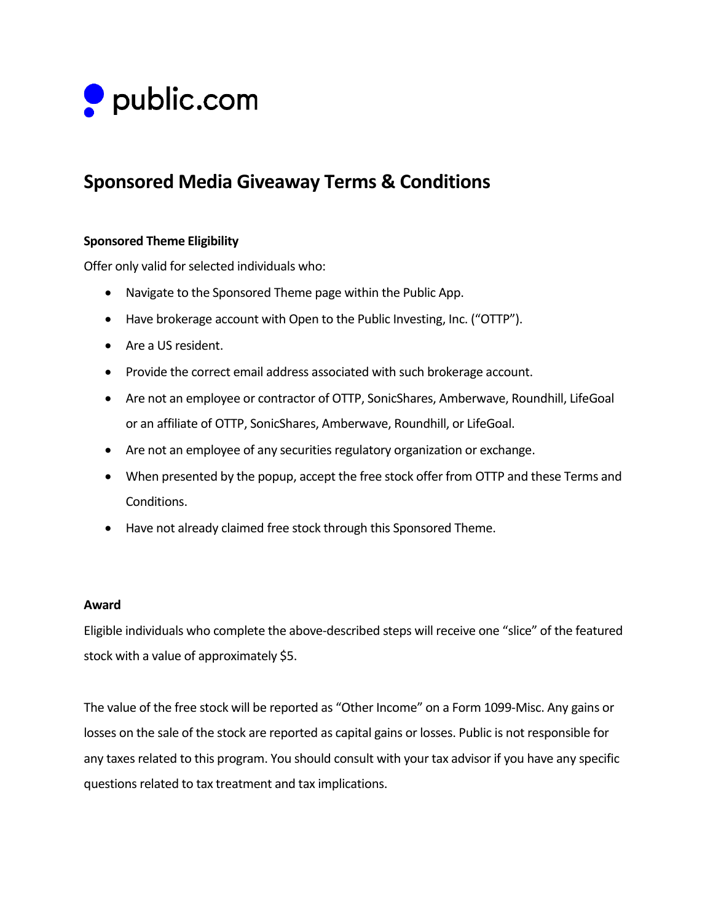public.com

# Sponsored Media Giveaway Terms & Conditions

**Sponsored Theme Eligibility**

Offer only valid for selected individuals who:

- Navigate to the Sponsored Theme page within the Public App.
- Have brokerage account with Open to the Public Investing, Inc. ("OTTP").
- Are a US resident.
- Provide the correct email address associated with such brokerage account.
- Are not an employee or contractor of OTTP, SonicShares, Amberwave, Roundhill, LifeGoal or an affiliate of OTTP, SonicShares, Amberwave, Roundhill, or LifeGoal.
- Are not an employee of any securities regulatory organization or exchange.
- When presented by the popup, accept the free stock offer from OTTP and these Terms and Conditions.
- Have not already claimed free stock through this Sponsored Theme.

**Award**

Eligible individuals who complete the above-described steps will receive one "slice" of the featured stock with a value of approximately $5.

The value of the free stock will be reported as "Other Income" on a Form 1099-Misc. Any gains or losses on the sale of the stock are reported as capital gains or losses. Public is not responsible for any taxes related to this program. You should consult with your tax advisor if you have any specific questions related to tax treatment and tax implications.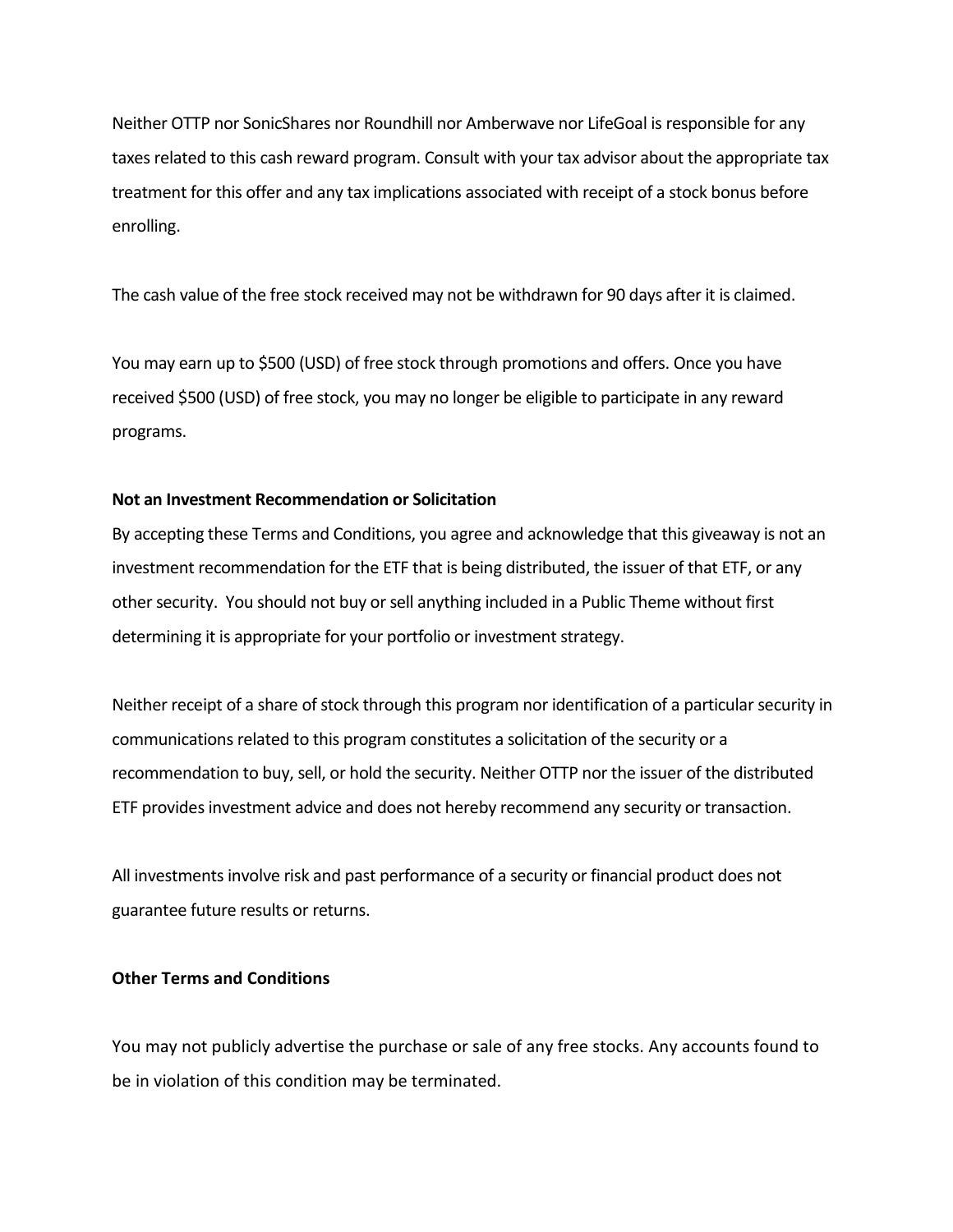Neither OTTP nor SonicShares nor Roundhill nor Amberwave nor LifeGoal is responsible for any taxes related to this cash reward program. Consult with your tax advisor about the appropriate tax treatment for this offer and any tax implications associated with receipt of a stock bonus before enrolling.

The cash value of the free stock received may not be withdrawn for 90 days after it is claimed.

You may earn up to $500 (USD) of free stock through promotions and offers. Once you have received $500 (USD) of free stock, you may no longer be eligible to participate in any reward programs.

**Not an Investment Recommendation or Solicitation**

By accepting these Terms and Conditions, you agree and acknowledge that this giveaway is not an investment recommendation for the ETF that is being distributed, the issuer of that ETF, or any other security. You should not buy or sell anything included in a Public Theme without first determining it is appropriate for your portfolio or investment strategy.

Neither receipt of a share of stock through this program nor identification of a particular security in communications related to this program constitutes a solicitation of the security or a recommendation to buy, sell, or hold the security. Neither OTTP nor the issuer of the distributed ETF provides investment advice and does not hereby recommend any security or transaction.

All investments involve risk and past performance of a security or financial product does not guarantee future results or returns.

**Other Terms and Conditions**

You may not publicly advertise the purchase or sale of any free stocks. Any accounts found to be in violation of this condition may be terminated.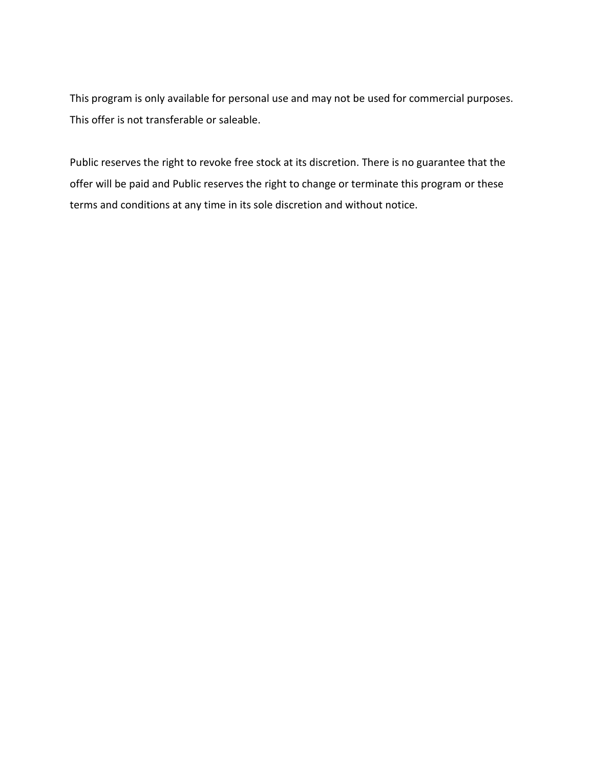This program is only available for personal use and may not be used for commercial purposes. This offer is not transferable or saleable.

Public reserves the right to revoke free stock at its discretion. There is no guarantee that the offer will be paid and Public reserves the right to change or terminate this program or these terms and conditions at any time in its sole discretion and without notice.